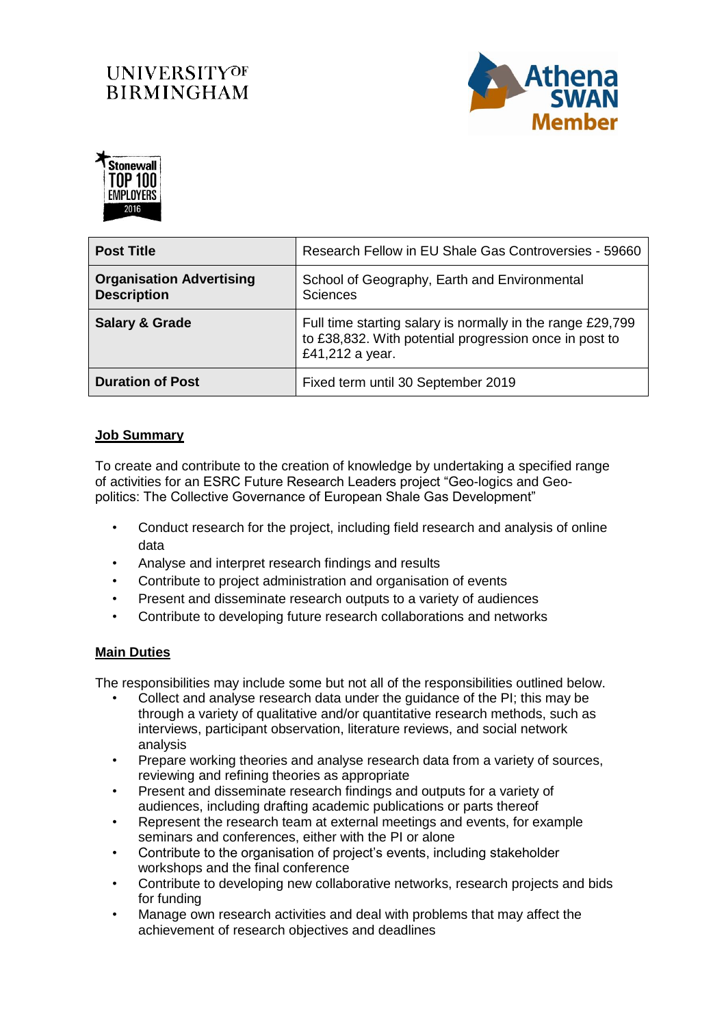UNIVERSITY OF BIRMINGHAM

Athena SWAN Member

Stonewall TOP 100 EMPLOYERS 2016

| **Post Title** | Research Fellow in EU Shale Gas Controversies - 59660 |
|---|---|
| **Organisation Advertising Description** | School of Geography, Earth and Environmental Sciences |
| **Salary & Grade** | Full time starting salary is normally in the range £29,799 to £38,832. With potential progression once in post to £41,212 a year. |
| **Duration of Post** | Fixed term until 30 September 2019 |

## Job Summary

To create and contribute to the creation of knowledge by undertaking a specified range of activities for an ESRC Future Research Leaders project "Geo-logics and Geo-politics: The Collective Governance of European Shale Gas Development"

- Conduct research for the project, including field research and analysis of online data
- Analyse and interpret research findings and results
- Contribute to project administration and organisation of events
- Present and disseminate research outputs to a variety of audiences
- Contribute to developing future research collaborations and networks

## Main Duties

The responsibilities may include some but not all of the responsibilities outlined below.

- Collect and analyse research data under the guidance of the PI; this may be through a variety of qualitative and/or quantitative research methods, such as interviews, participant observation, literature reviews, and social network analysis
- Prepare working theories and analyse research data from a variety of sources, reviewing and refining theories as appropriate
- Present and disseminate research findings and outputs for a variety of audiences, including drafting academic publications or parts thereof
- Represent the research team at external meetings and events, for example seminars and conferences, either with the PI or alone
- Contribute to the organisation of project's events, including stakeholder workshops and the final conference
- Contribute to developing new collaborative networks, research projects and bids for funding
- Manage own research activities and deal with problems that may affect the achievement of research objectives and deadlines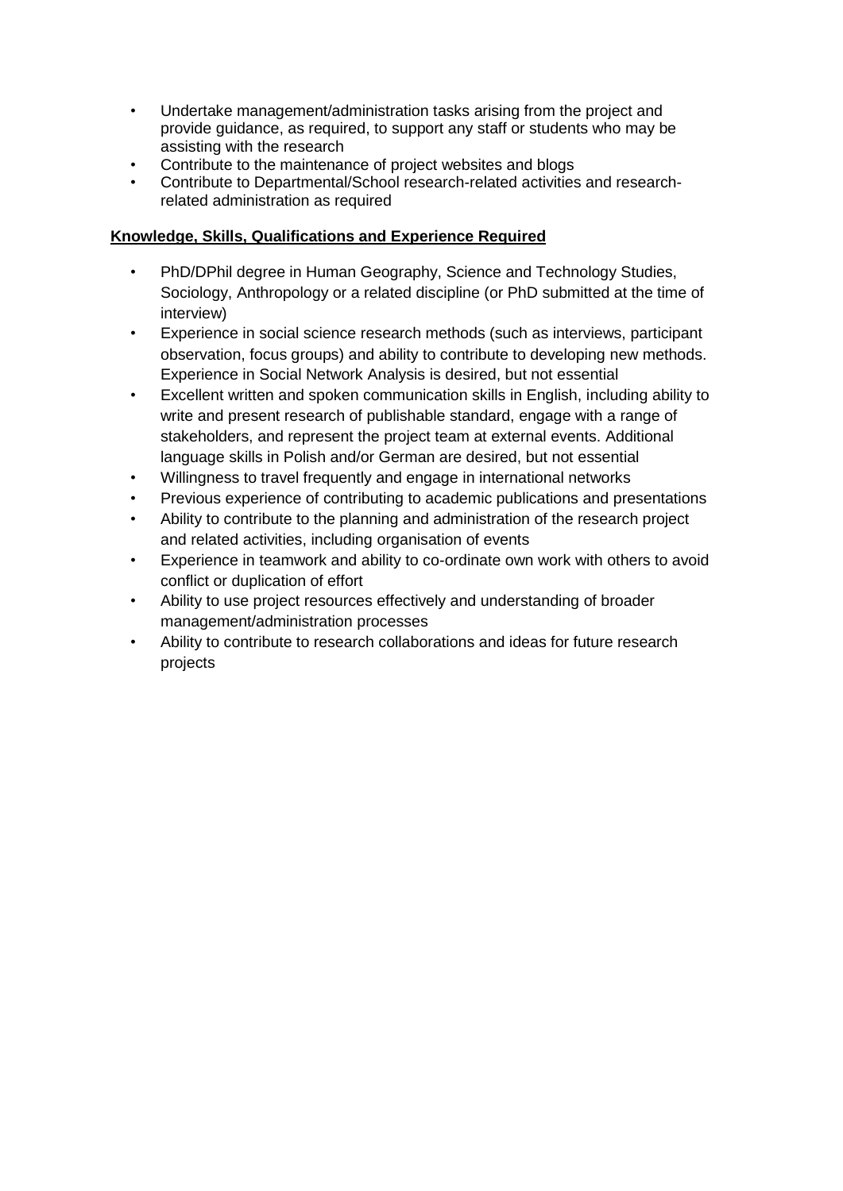- Undertake management/administration tasks arising from the project and provide guidance, as required, to support any staff or students who may be assisting with the research
- Contribute to the maintenance of project websites and blogs
- Contribute to Departmental/School research-related activities and research-related administration as required

**Knowledge, Skills, Qualifications and Experience Required**

- PhD/DPhil degree in Human Geography, Science and Technology Studies, Sociology, Anthropology or a related discipline (or PhD submitted at the time of interview)
- Experience in social science research methods (such as interviews, participant observation, focus groups) and ability to contribute to developing new methods. Experience in Social Network Analysis is desired, but not essential
- Excellent written and spoken communication skills in English, including ability to write and present research of publishable standard, engage with a range of stakeholders, and represent the project team at external events. Additional language skills in Polish and/or German are desired, but not essential
- Willingness to travel frequently and engage in international networks
- Previous experience of contributing to academic publications and presentations
- Ability to contribute to the planning and administration of the research project and related activities, including organisation of events
- Experience in teamwork and ability to co-ordinate own work with others to avoid conflict or duplication of effort
- Ability to use project resources effectively and understanding of broader management/administration processes
- Ability to contribute to research collaborations and ideas for future research projects